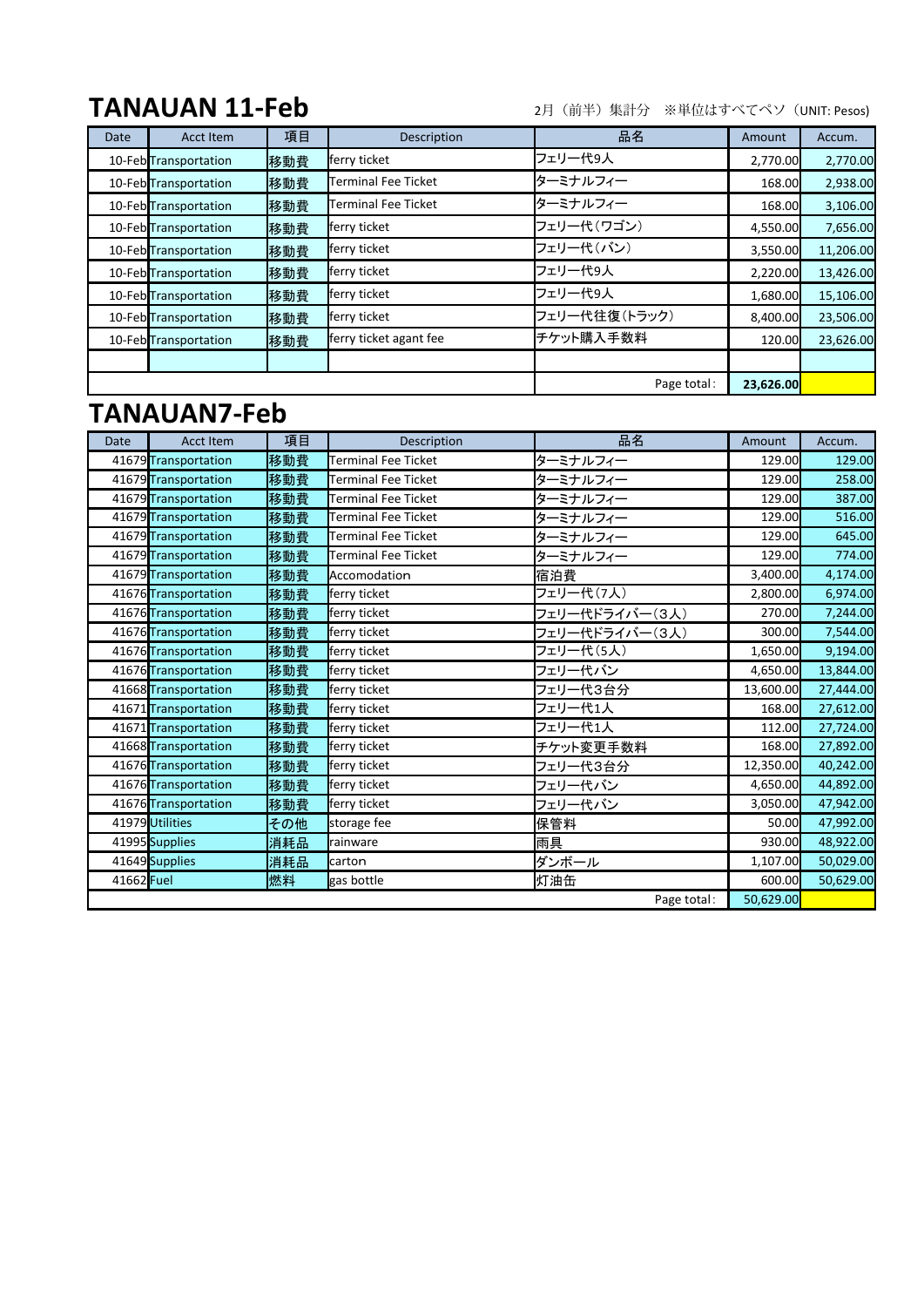# TANAUAN 11-Feb

2月（前半）集計分　※単位はすべてペソ（UNIT: Pesos)

| Date | Acct Item | 項目 | Description | 品名 | Amount | Accum. |
|---|---|---|---|---|---|---|
| 10-Feb | Transportation | 移動費 | ferry ticket | フェリー代9人 | 2,770.00 | 2,770.00 |
| 10-Feb | Transportation | 移動費 | Terminal Fee Ticket | ターミナルフィー | 168.00 | 2,938.00 |
| 10-Feb | Transportation | 移動費 | Terminal Fee Ticket | ターミナルフィー | 168.00 | 3,106.00 |
| 10-Feb | Transportation | 移動費 | ferry ticket | フェリー代（ワゴン） | 4,550.00 | 7,656.00 |
| 10-Feb | Transportation | 移動費 | ferry ticket | フェリー代（バン） | 3,550.00 | 11,206.00 |
| 10-Feb | Transportation | 移動費 | ferry ticket | フェリー代9人 | 2,220.00 | 13,426.00 |
| 10-Feb | Transportation | 移動費 | ferry ticket | フェリー代9人 | 1,680.00 | 15,106.00 |
| 10-Feb | Transportation | 移動費 | ferry ticket | フェリー代往復（トラック） | 8,400.00 | 23,506.00 |
| 10-Feb | Transportation | 移動費 | ferry ticket agant fee | チケット購入手数料 | 120.00 | 23,626.00 |
| | | | | | | |
| | | | | Page total: | **23,626.00** | |

# TANAUAN7-Feb

| Date | Acct Item | 項目 | Description | 品名 | Amount | Accum. |
|---|---|---|---|---|---|---|
| 41679 | Transportation | 移動費 | Terminal Fee Ticket | ターミナルフィー | 129.00 | 129.00 |
| 41679 | Transportation | 移動費 | Terminal Fee Ticket | ターミナルフィー | 129.00 | 258.00 |
| 41679 | Transportation | 移動費 | Terminal Fee Ticket | ターミナルフィー | 129.00 | 387.00 |
| 41679 | Transportation | 移動費 | Terminal Fee Ticket | ターミナルフィー | 129.00 | 516.00 |
| 41679 | Transportation | 移動費 | Terminal Fee Ticket | ターミナルフィー | 129.00 | 645.00 |
| 41679 | Transportation | 移動費 | Terminal Fee Ticket | ターミナルフィー | 129.00 | 774.00 |
| 41679 | Transportation | 移動費 | Accomodation | 宿泊費 | 3,400.00 | 4,174.00 |
| 41676 | Transportation | 移動費 | ferry ticket | フェリー代（7人） | 2,800.00 | 6,974.00 |
| 41676 | Transportation | 移動費 | ferry ticket | フェリー代ドライバー（3人） | 270.00 | 7,244.00 |
| 41676 | Transportation | 移動費 | ferry ticket | フェリー代ドライバー（3人） | 300.00 | 7,544.00 |
| 41676 | Transportation | 移動費 | ferry ticket | フェリー代（5人） | 1,650.00 | 9,194.00 |
| 41676 | Transportation | 移動費 | ferry ticket | フェリー代バン | 4,650.00 | 13,844.00 |
| 41668 | Transportation | 移動費 | ferry ticket | フェリー代3台分 | 13,600.00 | 27,444.00 |
| 41671 | Transportation | 移動費 | ferry ticket | フェリー代1人 | 168.00 | 27,612.00 |
| 41671 | Transportation | 移動費 | ferry ticket | フェリー代1人 | 112.00 | 27,724.00 |
| 41668 | Transportation | 移動費 | ferry ticket | チケット変更手数料 | 168.00 | 27,892.00 |
| 41676 | Transportation | 移動費 | ferry ticket | フェリー代3台分 | 12,350.00 | 40,242.00 |
| 41676 | Transportation | 移動費 | ferry ticket | フェリー代バン | 4,650.00 | 44,892.00 |
| 41676 | Transportation | 移動費 | ferry ticket | フェリー代バン | 3,050.00 | 47,942.00 |
| 41979 | Utilities | その他 | storage fee | 保管料 | 50.00 | 47,992.00 |
| 41995 | Supplies | 消耗品 | rainware | 雨具 | 930.00 | 48,922.00 |
| 41649 | Supplies | 消耗品 | carton | ダンボール | 1,107.00 | 50,029.00 |
| 41662 | Fuel | 燃料 | gas bottle | 灯油缶 | 600.00 | 50,629.00 |
| | | | | Page total: | 50,629.00 | |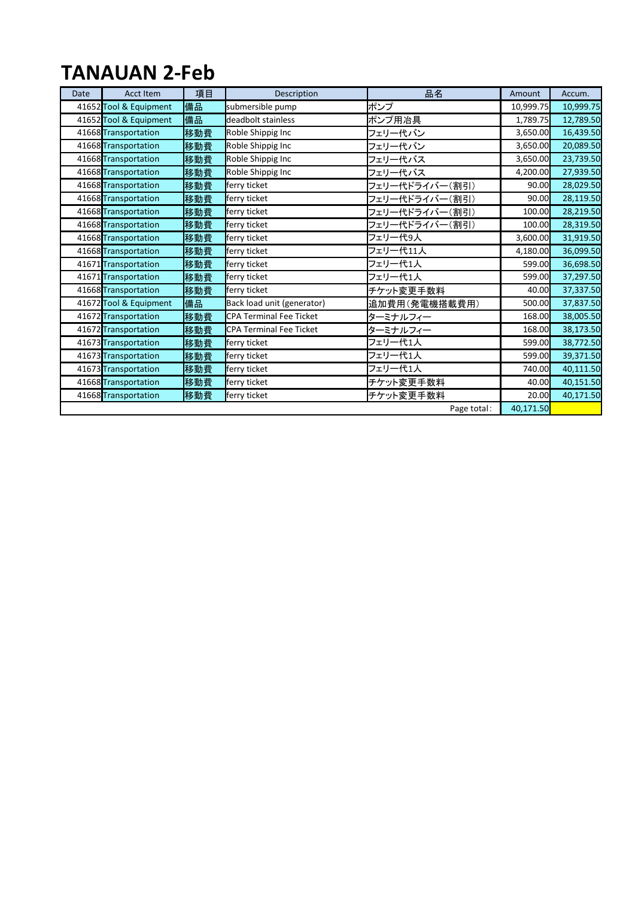# TANAUAN 2-Feb

| Date | Acct Item | 項目 | Description | 品名 | Amount | Accum. |
|---|---|---|---|---|---|---|
| 41652 | Tool & Equipment | 備品 | submersible pump | ポンプ | 10,999.75 | 10,999.75 |
| 41652 | Tool & Equipment | 備品 | deadbolt stainless | ポンプ用冶具 | 1,789.75 | 12,789.50 |
| 41668 | Transportation | 移動費 | Roble Shippig Inc | フェリー代バン | 3,650.00 | 16,439.50 |
| 41668 | Transportation | 移動費 | Roble Shippig Inc | フェリー代バン | 3,650.00 | 20,089.50 |
| 41668 | Transportation | 移動費 | Roble Shippig Inc | フェリー代バス | 3,650.00 | 23,739.50 |
| 41668 | Transportation | 移動費 | Roble Shippig Inc | フェリー代バス | 4,200.00 | 27,939.50 |
| 41668 | Transportation | 移動費 | ferry ticket | フェリー代ドライバー(割引) | 90.00 | 28,029.50 |
| 41668 | Transportation | 移動費 | ferry ticket | フェリー代ドライバー(割引) | 90.00 | 28,119.50 |
| 41668 | Transportation | 移動費 | ferry ticket | フェリー代ドライバー(割引) | 100.00 | 28,219.50 |
| 41668 | Transportation | 移動費 | ferry ticket | フェリー代ドライバー(割引) | 100.00 | 28,319.50 |
| 41668 | Transportation | 移動費 | ferry ticket | フェリー代9人 | 3,600.00 | 31,919.50 |
| 41668 | Transportation | 移動費 | ferry ticket | フェリー代11人 | 4,180.00 | 36,099.50 |
| 41671 | Transportation | 移動費 | ferry ticket | フェリー代1人 | 599.00 | 36,698.50 |
| 41671 | Transportation | 移動費 | ferry ticket | フェリー代1人 | 599.00 | 37,297.50 |
| 41668 | Transportation | 移動費 | ferry ticket | チケット変更手数料 | 40.00 | 37,337.50 |
| 41672 | Tool & Equipment | 備品 | Back load unit (generator) | 追加費用(発電機搭載費用) | 500.00 | 37,837.50 |
| 41672 | Transportation | 移動費 | CPA Terminal Fee Ticket | ターミナルフィー | 168.00 | 38,005.50 |
| 41672 | Transportation | 移動費 | CPA Terminal Fee Ticket | ターミナルフィー | 168.00 | 38,173.50 |
| 41673 | Transportation | 移動費 | ferry ticket | フェリー代1人 | 599.00 | 38,772.50 |
| 41673 | Transportation | 移動費 | ferry ticket | フェリー代1人 | 599.00 | 39,371.50 |
| 41673 | Transportation | 移動費 | ferry ticket | フェリー代1人 | 740.00 | 40,111.50 |
| 41668 | Transportation | 移動費 | ferry ticket | チケット変更手数料 | 40.00 | 40,151.50 |
| 41668 | Transportation | 移動費 | ferry ticket | チケット変更手数料 | 20.00 | 40,171.50 |
| | | | | Page total: | 40,171.50 | |